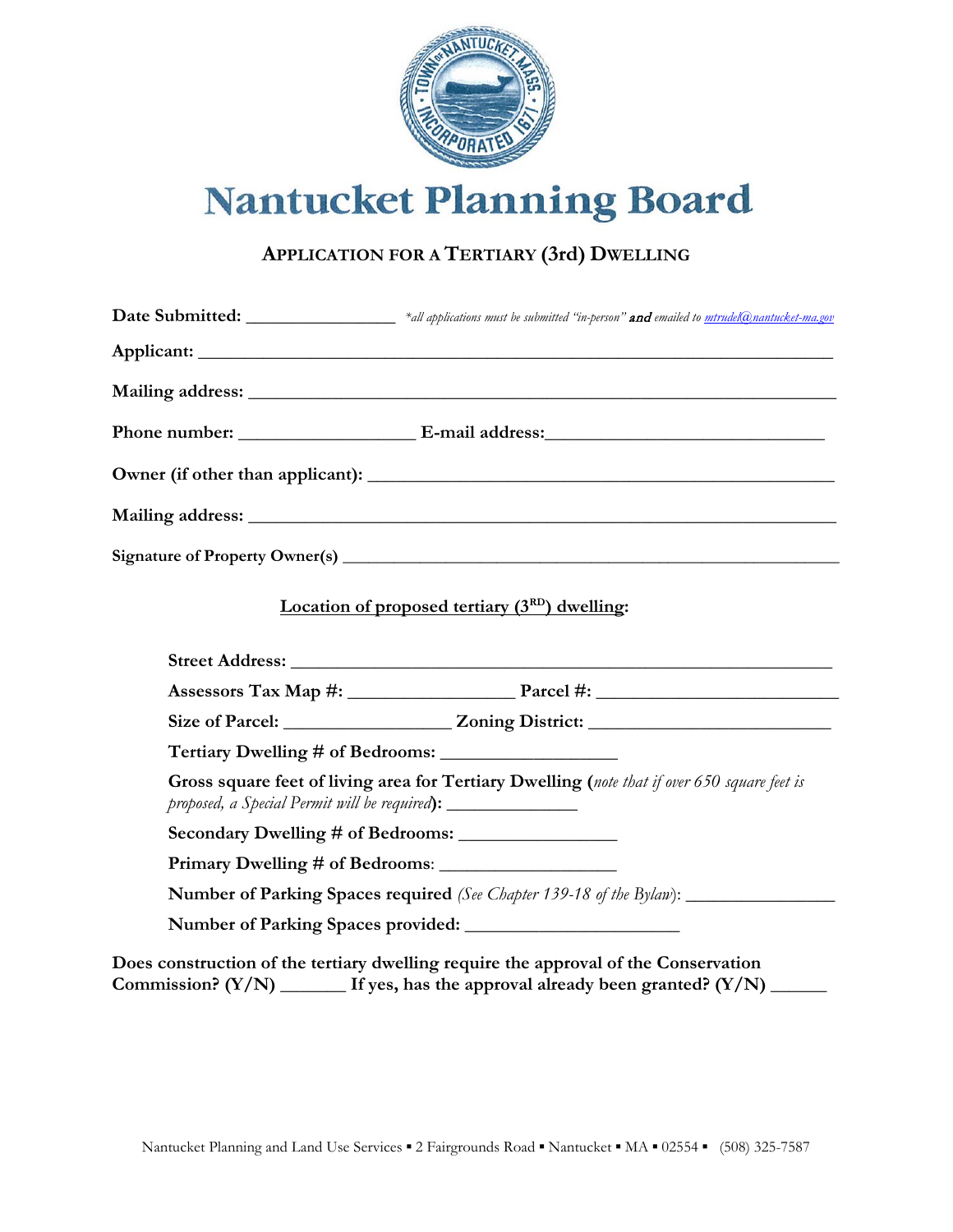# Nantucket Planning Board

## APPLICATION FOR A TERTIARY (3rd) DWELLING

**Date Submitted:** ________________ *\*all applications must be submitted "in-person"* ***and*** *emailed to* mtrudel@nantucket-ma.gov

**Applicant:** ____________________________________________________________________

**Mailing address:** _______________________________________________________________

**Phone number:** __________________ **E-mail address:** ____________________________

**Owner (if other than applicant):** __________________________________________________

**Mailing address:** _______________________________________________________________

**Signature of Property Owner(s)** ____________________________________________________

**Location of proposed tertiary (3RD) dwelling:**

**Street Address:** ________________________________________________________

**Assessors Tax Map #:** _________________ **Parcel #:** _________________________

**Size of Parcel:** _________________ **Zoning District:** _________________________

**Tertiary Dwelling # of Bedrooms:** __________________

**Gross square feet of living area for Tertiary Dwelling (***note that if over 650 square feet is proposed, a Special Permit will be required***):** ______________

**Secondary Dwelling # of Bedrooms:** ________________

**Primary Dwelling # of Bedrooms**: __________________

**Number of Parking Spaces required** *(See Chapter 139-18 of the Bylaw)*: _______________

**Number of Parking Spaces provided:** ______________________

**Does construction of the tertiary dwelling require the approval of the Conservation Commission? (Y/N)** _______ **If yes, has the approval already been granted? (Y/N)** ______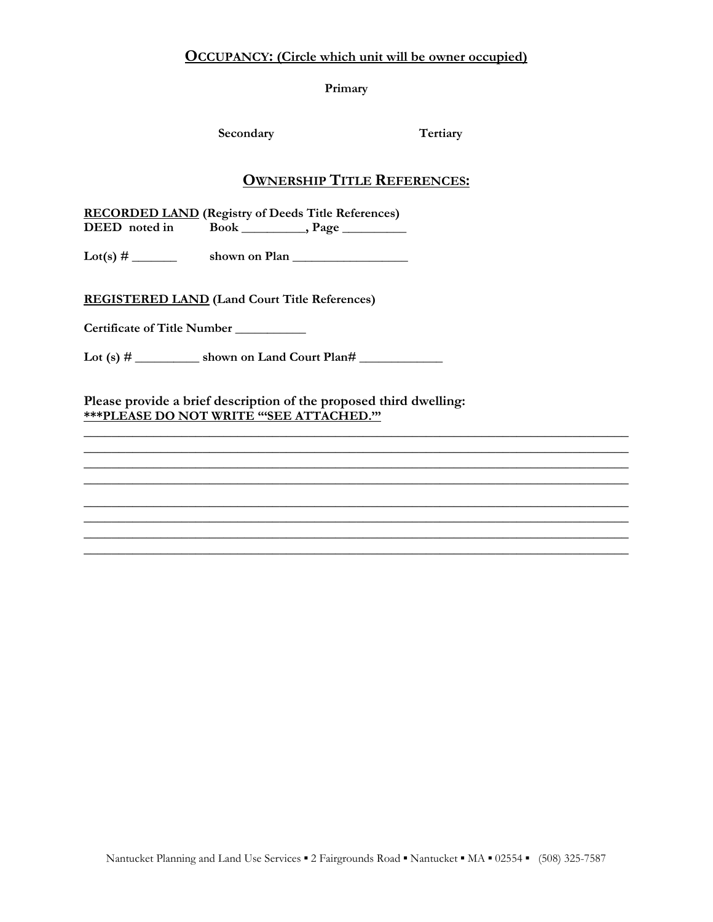## OCCUPANCY: (Circle which unit will be owner occupied)

**Primary**

**Secondary** **Tertiary**

## OWNERSHIP TITLE REFERENCES:

**RECORDED LAND (Registry of Deeds Title References)**
**DEED noted in Book __________, Page __________**

**Lot(s) # _______ shown on Plan ___________________**

**REGISTERED LAND (Land Court Title References)**

**Certificate of Title Number ___________**

**Lot (s) # __________ shown on Land Court Plan# _____________**

**Please provide a brief description of the proposed third dwelling:**
**\*\*\*PLEASE DO NOT WRITE "'SEE ATTACHED.'"**

________________________________________________________________________________
________________________________________________________________________________
________________________________________________________________________________
________________________________________________________________________________
________________________________________________________________________________
________________________________________________________________________________
________________________________________________________________________________
________________________________________________________________________________